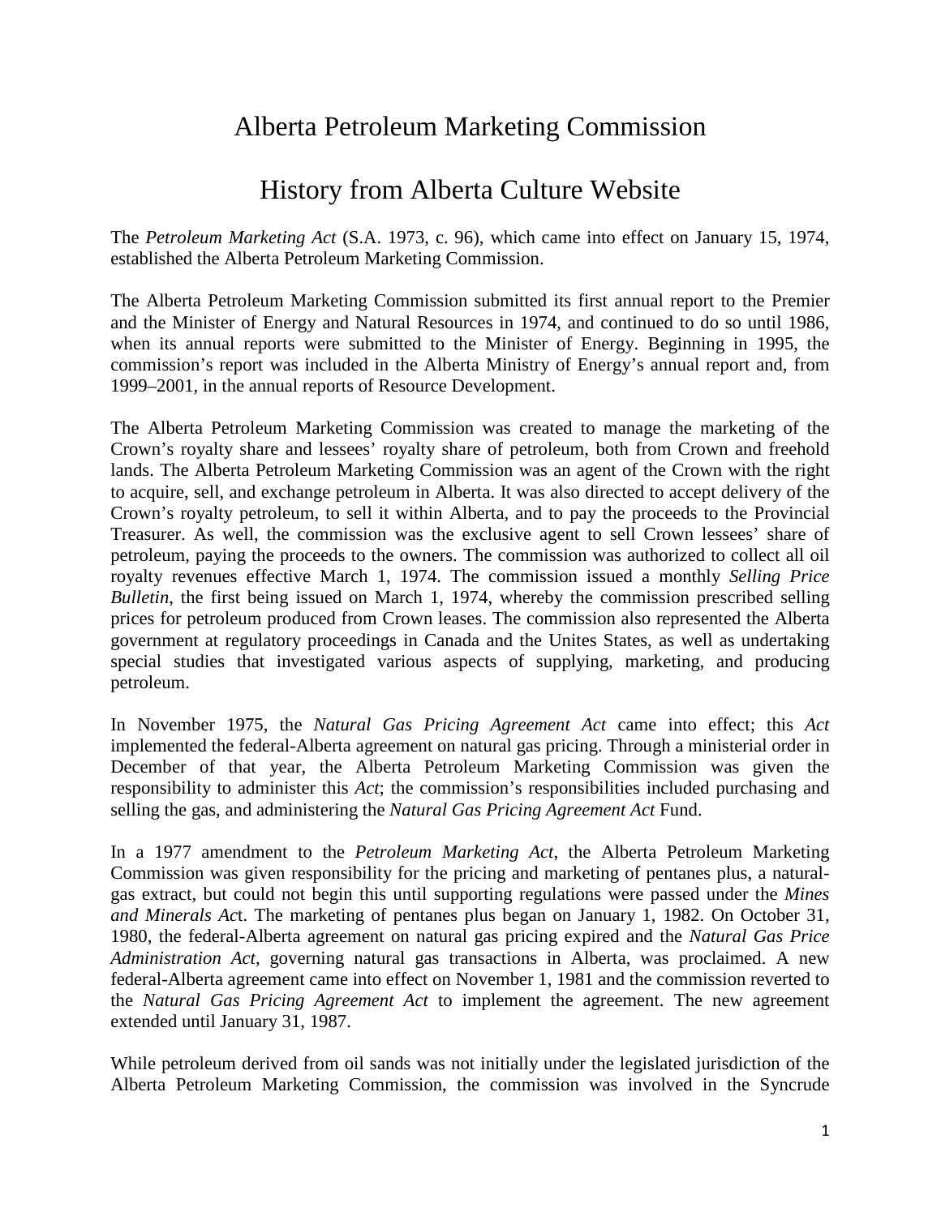# Alberta Petroleum Marketing Commission

# History from Alberta Culture Website

The *Petroleum Marketing Act* (S.A. 1973, c. 96), which came into effect on January 15, 1974, established the Alberta Petroleum Marketing Commission.

The Alberta Petroleum Marketing Commission submitted its first annual report to the Premier and the Minister of Energy and Natural Resources in 1974, and continued to do so until 1986, when its annual reports were submitted to the Minister of Energy. Beginning in 1995, the commission's report was included in the Alberta Ministry of Energy's annual report and, from 1999–2001, in the annual reports of Resource Development.

The Alberta Petroleum Marketing Commission was created to manage the marketing of the Crown's royalty share and lessees' royalty share of petroleum, both from Crown and freehold lands. The Alberta Petroleum Marketing Commission was an agent of the Crown with the right to acquire, sell, and exchange petroleum in Alberta. It was also directed to accept delivery of the Crown's royalty petroleum, to sell it within Alberta, and to pay the proceeds to the Provincial Treasurer. As well, the commission was the exclusive agent to sell Crown lessees' share of petroleum, paying the proceeds to the owners. The commission was authorized to collect all oil royalty revenues effective March 1, 1974. The commission issued a monthly *Selling Price Bulletin*, the first being issued on March 1, 1974, whereby the commission prescribed selling prices for petroleum produced from Crown leases. The commission also represented the Alberta government at regulatory proceedings in Canada and the Unites States, as well as undertaking special studies that investigated various aspects of supplying, marketing, and producing petroleum.

In November 1975, the *Natural Gas Pricing Agreement Act* came into effect; this *Act* implemented the federal-Alberta agreement on natural gas pricing. Through a ministerial order in December of that year, the Alberta Petroleum Marketing Commission was given the responsibility to administer this *Act*; the commission's responsibilities included purchasing and selling the gas, and administering the *Natural Gas Pricing Agreement Act* Fund.

In a 1977 amendment to the *Petroleum Marketing Act*, the Alberta Petroleum Marketing Commission was given responsibility for the pricing and marketing of pentanes plus, a natural-gas extract, but could not begin this until supporting regulations were passed under the *Mines and Minerals Act*. The marketing of pentanes plus began on January 1, 1982. On October 31, 1980, the federal-Alberta agreement on natural gas pricing expired and the *Natural Gas Price Administration Act*, governing natural gas transactions in Alberta, was proclaimed. A new federal-Alberta agreement came into effect on November 1, 1981 and the commission reverted to the *Natural Gas Pricing Agreement Act* to implement the agreement. The new agreement extended until January 31, 1987.

While petroleum derived from oil sands was not initially under the legislated jurisdiction of the Alberta Petroleum Marketing Commission, the commission was involved in the Syncrude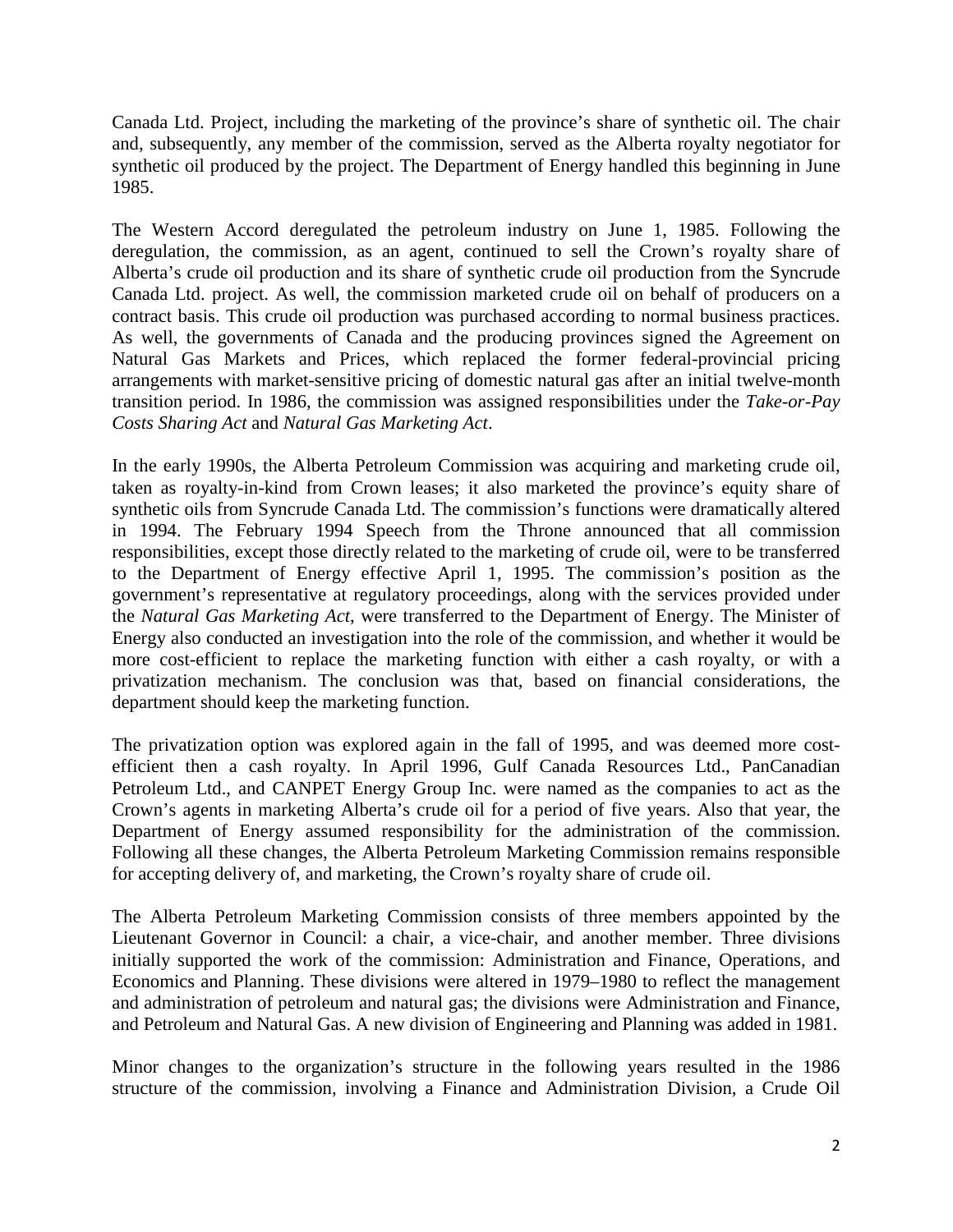Canada Ltd. Project, including the marketing of the province's share of synthetic oil. The chair and, subsequently, any member of the commission, served as the Alberta royalty negotiator for synthetic oil produced by the project. The Department of Energy handled this beginning in June 1985.

The Western Accord deregulated the petroleum industry on June 1, 1985. Following the deregulation, the commission, as an agent, continued to sell the Crown's royalty share of Alberta's crude oil production and its share of synthetic crude oil production from the Syncrude Canada Ltd. project. As well, the commission marketed crude oil on behalf of producers on a contract basis. This crude oil production was purchased according to normal business practices. As well, the governments of Canada and the producing provinces signed the Agreement on Natural Gas Markets and Prices, which replaced the former federal-provincial pricing arrangements with market-sensitive pricing of domestic natural gas after an initial twelve-month transition period. In 1986, the commission was assigned responsibilities under the *Take-or-Pay Costs Sharing Act* and *Natural Gas Marketing Act*.

In the early 1990s, the Alberta Petroleum Commission was acquiring and marketing crude oil, taken as royalty-in-kind from Crown leases; it also marketed the province's equity share of synthetic oils from Syncrude Canada Ltd. The commission's functions were dramatically altered in 1994. The February 1994 Speech from the Throne announced that all commission responsibilities, except those directly related to the marketing of crude oil, were to be transferred to the Department of Energy effective April 1, 1995. The commission's position as the government's representative at regulatory proceedings, along with the services provided under the *Natural Gas Marketing Act*, were transferred to the Department of Energy. The Minister of Energy also conducted an investigation into the role of the commission, and whether it would be more cost-efficient to replace the marketing function with either a cash royalty, or with a privatization mechanism. The conclusion was that, based on financial considerations, the department should keep the marketing function.

The privatization option was explored again in the fall of 1995, and was deemed more cost-efficient then a cash royalty. In April 1996, Gulf Canada Resources Ltd., PanCanadian Petroleum Ltd., and CANPET Energy Group Inc. were named as the companies to act as the Crown's agents in marketing Alberta's crude oil for a period of five years. Also that year, the Department of Energy assumed responsibility for the administration of the commission. Following all these changes, the Alberta Petroleum Marketing Commission remains responsible for accepting delivery of, and marketing, the Crown's royalty share of crude oil.

The Alberta Petroleum Marketing Commission consists of three members appointed by the Lieutenant Governor in Council: a chair, a vice-chair, and another member. Three divisions initially supported the work of the commission: Administration and Finance, Operations, and Economics and Planning. These divisions were altered in 1979–1980 to reflect the management and administration of petroleum and natural gas; the divisions were Administration and Finance, and Petroleum and Natural Gas. A new division of Engineering and Planning was added in 1981.

Minor changes to the organization's structure in the following years resulted in the 1986 structure of the commission, involving a Finance and Administration Division, a Crude Oil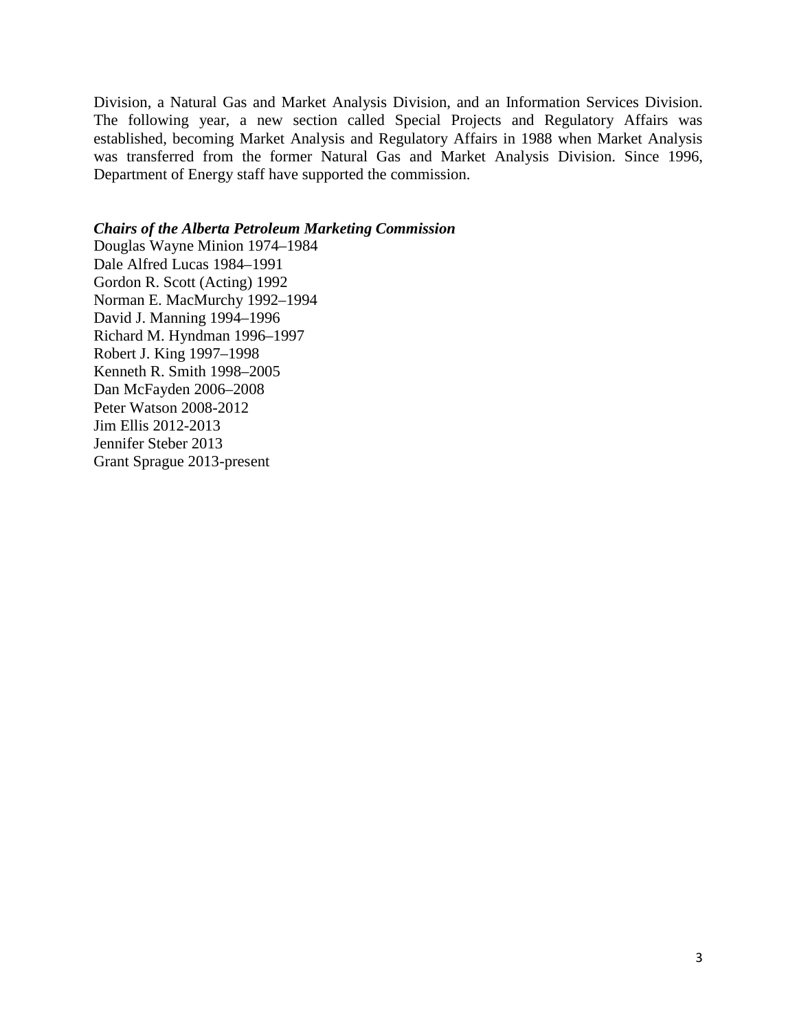Division, a Natural Gas and Market Analysis Division, and an Information Services Division. The following year, a new section called Special Projects and Regulatory Affairs was established, becoming Market Analysis and Regulatory Affairs in 1988 when Market Analysis was transferred from the former Natural Gas and Market Analysis Division. Since 1996, Department of Energy staff have supported the commission.

***Chairs of the Alberta Petroleum Marketing Commission***

Douglas Wayne Minion 1974–1984
Dale Alfred Lucas 1984–1991
Gordon R. Scott (Acting) 1992
Norman E. MacMurchy 1992–1994
David J. Manning 1994–1996
Richard M. Hyndman 1996–1997
Robert J. King 1997–1998
Kenneth R. Smith 1998–2005
Dan McFayden 2006–2008
Peter Watson 2008-2012
Jim Ellis 2012-2013
Jennifer Steber 2013
Grant Sprague 2013-present